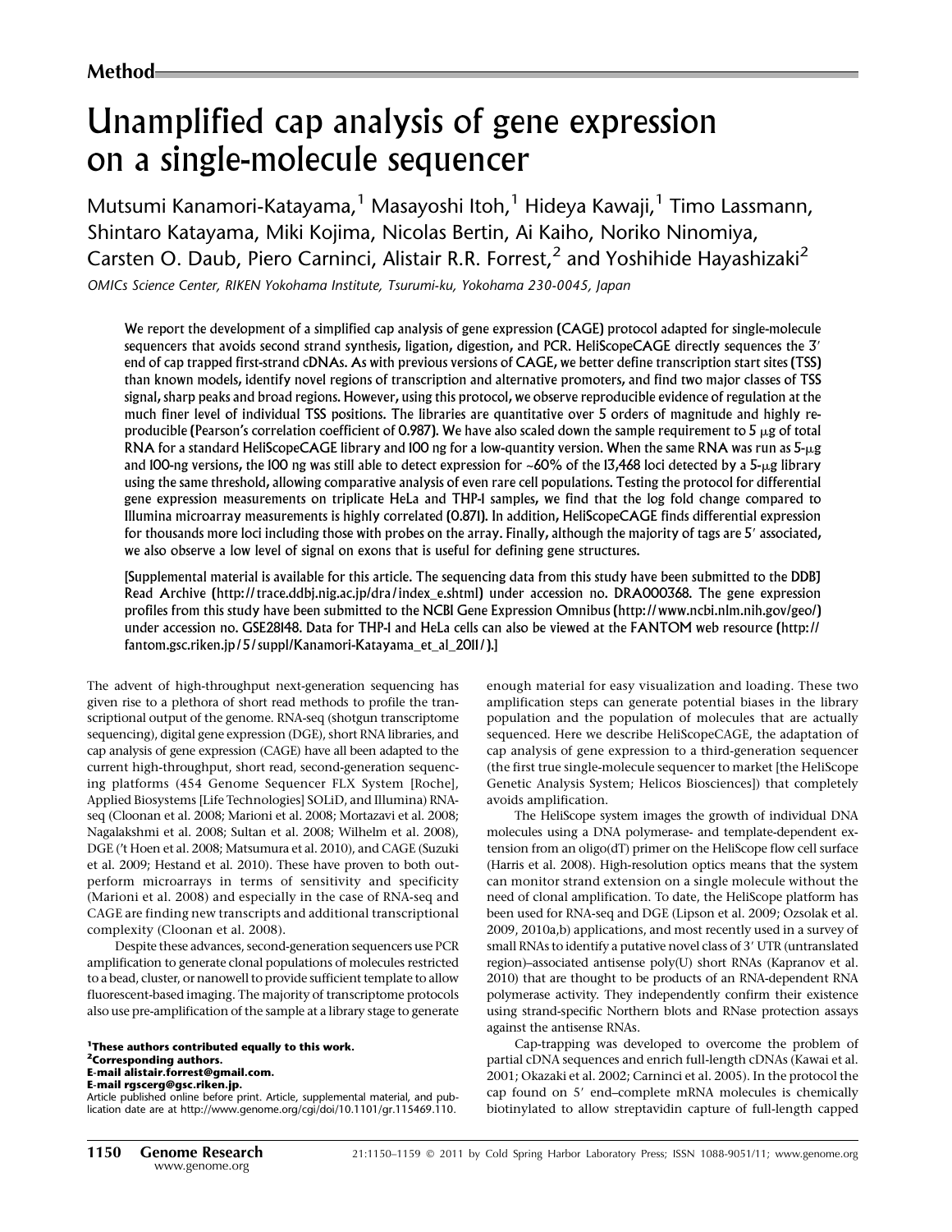Method

# Unamplified cap analysis of gene expression on a single-molecule sequencer

Mutsumi Kanamori-Katayama,[1] Masayoshi Itoh,[1] Hideya Kawaji,[1] Timo Lassmann, Shintaro Katayama, Miki Kojima, Nicolas Bertin, Ai Kaiho, Noriko Ninomiya, Carsten O. Daub, Piero Carninci, Alistair R.R. Forrest,[2] and Yoshihide Hayashizaki[2]

*OMICs Science Center, RIKEN Yokohama Institute, Tsurumi-ku, Yokohama 230-0045, Japan*

**We report the development of a simplified cap analysis of gene expression (CAGE) protocol adapted for single-molecule sequencers that avoids second strand synthesis, ligation, digestion, and PCR. HeliScopeCAGE directly sequences the 3′ end of cap trapped first-strand cDNAs. As with previous versions of CAGE, we better define transcription start sites (TSS) than known models, identify novel regions of transcription and alternative promoters, and find two major classes of TSS signal, sharp peaks and broad regions. However, using this protocol, we observe reproducible evidence of regulation at the much finer level of individual TSS positions. The libraries are quantitative over 5 orders of magnitude and highly reproducible (Pearson's correlation coefficient of 0.987). We have also scaled down the sample requirement to 5 μg of total RNA for a standard HeliScopeCAGE library and 100 ng for a low-quantity version. When the same RNA was run as 5-μg and 100-ng versions, the 100 ng was still able to detect expression for ~60% of the 13,468 loci detected by a 5-μg library using the same threshold, allowing comparative analysis of even rare cell populations. Testing the protocol for differential gene expression measurements on triplicate HeLa and THP-1 samples, we find that the log fold change compared to Illumina microarray measurements is highly correlated (0.871). In addition, HeliScopeCAGE finds differential expression for thousands more loci including those with probes on the array. Finally, although the majority of tags are 5′ associated, we also observe a low level of signal on exons that is useful for defining gene structures.**

**[Supplemental material is available for this article. The sequencing data from this study have been submitted to the DDBJ Read Archive (http://trace.ddbj.nig.ac.jp/dra/index_e.shtml) under accession no. DRA000368. The gene expression profiles from this study have been submitted to the NCBI Gene Expression Omnibus (http://www.ncbi.nlm.nih.gov/geo/) under accession no. GSE28148. Data for THP-1 and HeLa cells can also be viewed at the FANTOM web resource (http://fantom.gsc.riken.jp/5/suppl/Kanamori-Katayama_et_al_2011/).]**

The advent of high-throughput next-generation sequencing has given rise to a plethora of short read methods to profile the transcriptional output of the genome. RNA-seq (shotgun transcriptome sequencing), digital gene expression (DGE), short RNA libraries, and cap analysis of gene expression (CAGE) have all been adapted to the current high-throughput, short read, second-generation sequencing platforms (454 Genome Sequencer FLX System [Roche], Applied Biosystems [Life Technologies] SOLiD, and Illumina) RNA-seq (Cloonan et al. 2008; Marioni et al. 2008; Mortazavi et al. 2008; Nagalakshmi et al. 2008; Sultan et al. 2008; Wilhelm et al. 2008), DGE ('t Hoen et al. 2008; Matsumura et al. 2010), and CAGE (Suzuki et al. 2009; Hestand et al. 2010). These have proven to both outperform microarrays in terms of sensitivity and specificity (Marioni et al. 2008) and especially in the case of RNA-seq and CAGE are finding new transcripts and additional transcriptional complexity (Cloonan et al. 2008).

Despite these advances, second-generation sequencers use PCR amplification to generate clonal populations of molecules restricted to a bead, cluster, or nanowell to provide sufficient template to allow fluorescent-based imaging. The majority of transcriptome protocols also use pre-amplification of the sample at a library stage to generate enough material for easy visualization and loading. These two amplification steps can generate potential biases in the library population and the population of molecules that are actually sequenced. Here we describe HeliScopeCAGE, the adaptation of cap analysis of gene expression to a third-generation sequencer (the first true single-molecule sequencer to market [the HeliScope Genetic Analysis System; Helicos Biosciences]) that completely avoids amplification.

The HeliScope system images the growth of individual DNA molecules using a DNA polymerase- and template-dependent extension from an oligo(dT) primer on the HeliScope flow cell surface (Harris et al. 2008). High-resolution optics means that the system can monitor strand extension on a single molecule without the need of clonal amplification. To date, the HeliScope platform has been used for RNA-seq and DGE (Lipson et al. 2009; Ozsolak et al. 2009, 2010a,b) applications, and most recently used in a survey of small RNAs to identify a putative novel class of 3′ UTR (untranslated region)–associated antisense poly(U) short RNAs (Kapranov et al. 2010) that are thought to be products of an RNA-dependent RNA polymerase activity. They independently confirm their existence using strand-specific Northern blots and RNase protection assays against the antisense RNAs.

Cap-trapping was developed to overcome the problem of partial cDNA sequences and enrich full-length cDNAs (Kawai et al. 2001; Okazaki et al. 2002; Carninci et al. 2005). In the protocol the cap found on 5′ end–complete mRNA molecules is chemically biotinylated to allow streptavidin capture of full-length capped

[1]These authors contributed equally to this work.
[2]Corresponding authors.
E-mail alistair.forrest@gmail.com.
E-mail rgscerg@gsc.riken.jp.
Article published online before print. Article, supplemental material, and publication date are at http://www.genome.org/cgi/doi/10.1101/gr.115469.110.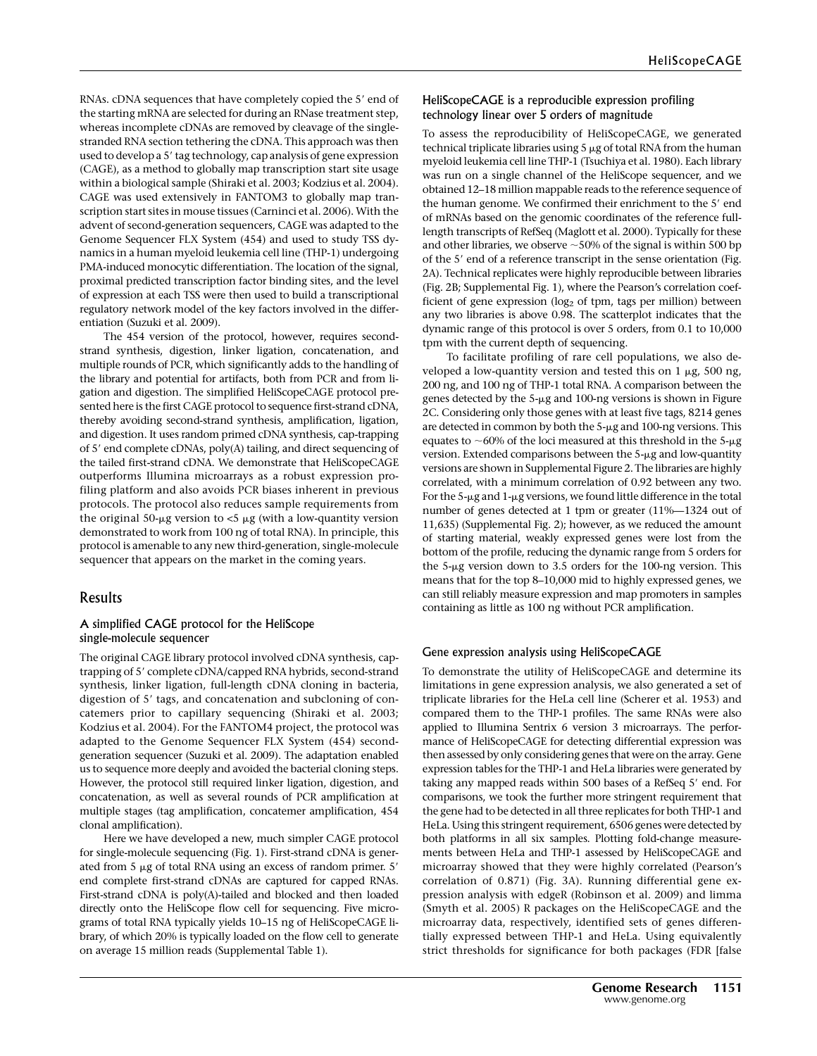RNAs. cDNA sequences that have completely copied the 5′ end of the starting mRNA are selected for during an RNase treatment step, whereas incomplete cDNAs are removed by cleavage of the single-stranded RNA section tethering the cDNA. This approach was then used to develop a 5′ tag technology, cap analysis of gene expression (CAGE), as a method to globally map transcription start site usage within a biological sample (Shiraki et al. 2003; Kodzius et al. 2004). CAGE was used extensively in FANTOM3 to globally map transcription start sites in mouse tissues (Carninci et al. 2006). With the advent of second-generation sequencers, CAGE was adapted to the Genome Sequencer FLX System (454) and used to study TSS dynamics in a human myeloid leukemia cell line (THP-1) undergoing PMA-induced monocytic differentiation. The location of the signal, proximal predicted transcription factor binding sites, and the level of expression at each TSS were then used to build a transcriptional regulatory network model of the key factors involved in the differentiation (Suzuki et al. 2009).

The 454 version of the protocol, however, requires second-strand synthesis, digestion, linker ligation, concatenation, and multiple rounds of PCR, which significantly adds to the handling of the library and potential for artifacts, both from PCR and from ligation and digestion. The simplified HeliScopeCAGE protocol presented here is the first CAGE protocol to sequence first-strand cDNA, thereby avoiding second-strand synthesis, amplification, ligation, and digestion. It uses random primed cDNA synthesis, cap-trapping of 5′ end complete cDNAs, poly(A) tailing, and direct sequencing of the tailed first-strand cDNA. We demonstrate that HeliScopeCAGE outperforms Illumina microarrays as a robust expression profiling platform and also avoids PCR biases inherent in previous protocols. The protocol also reduces sample requirements from the original 50-μg version to <5 μg (with a low-quantity version demonstrated to work from 100 ng of total RNA). In principle, this protocol is amenable to any new third-generation, single-molecule sequencer that appears on the market in the coming years.

## Results

### A simplified CAGE protocol for the HeliScope single-molecule sequencer

The original CAGE library protocol involved cDNA synthesis, cap-trapping of 5′ complete cDNA/capped RNA hybrids, second-strand synthesis, linker ligation, full-length cDNA cloning in bacteria, digestion of 5′ tags, and concatenation and subcloning of concatemers prior to capillary sequencing (Shiraki et al. 2003; Kodzius et al. 2004). For the FANTOM4 project, the protocol was adapted to the Genome Sequencer FLX System (454) second-generation sequencer (Suzuki et al. 2009). The adaptation enabled us to sequence more deeply and avoided the bacterial cloning steps. However, the protocol still required linker ligation, digestion, and concatenation, as well as several rounds of PCR amplification at multiple stages (tag amplification, concatemer amplification, 454 clonal amplification).

Here we have developed a new, much simpler CAGE protocol for single-molecule sequencing (Fig. 1). First-strand cDNA is generated from 5 μg of total RNA using an excess of random primer. 5′ end complete first-strand cDNAs are captured for capped RNAs. First-strand cDNA is poly(A)-tailed and blocked and then loaded directly onto the HeliScope flow cell for sequencing. Five micrograms of total RNA typically yields 10–15 ng of HeliScopeCAGE library, of which 20% is typically loaded on the flow cell to generate on average 15 million reads (Supplemental Table 1).

### HeliScopeCAGE is a reproducible expression profiling technology linear over 5 orders of magnitude

To assess the reproducibility of HeliScopeCAGE, we generated technical triplicate libraries using 5 μg of total RNA from the human myeloid leukemia cell line THP-1 (Tsuchiya et al. 1980). Each library was run on a single channel of the HeliScope sequencer, and we obtained 12–18 million mappable reads to the reference sequence of the human genome. We confirmed their enrichment to the 5′ end of mRNAs based on the genomic coordinates of the reference full-length transcripts of RefSeq (Maglott et al. 2000). Typically for these and other libraries, we observe ~50% of the signal is within 500 bp of the 5′ end of a reference transcript in the sense orientation (Fig. 2A). Technical replicates were highly reproducible between libraries (Fig. 2B; Supplemental Fig. 1), where the Pearson's correlation coefficient of gene expression ($\log_2$ of tpm, tags per million) between any two libraries is above 0.98. The scatterplot indicates that the dynamic range of this protocol is over 5 orders, from 0.1 to 10,000 tpm with the current depth of sequencing.

To facilitate profiling of rare cell populations, we also developed a low-quantity version and tested this on 1 μg, 500 ng, 200 ng, and 100 ng of THP-1 total RNA. A comparison between the genes detected by the 5-μg and 100-ng versions is shown in Figure 2C. Considering only those genes with at least five tags, 8214 genes are detected in common by both the 5-μg and 100-ng versions. This equates to ~60% of the loci measured at this threshold in the 5-μg version. Extended comparisons between the 5-μg and low-quantity versions are shown in Supplemental Figure 2. The libraries are highly correlated, with a minimum correlation of 0.92 between any two. For the 5-μg and 1-μg versions, we found little difference in the total number of genes detected at 1 tpm or greater (11%—1324 out of 11,635) (Supplemental Fig. 2); however, as we reduced the amount of starting material, weakly expressed genes were lost from the bottom of the profile, reducing the dynamic range from 5 orders for the 5-μg version down to 3.5 orders for the 100-ng version. This means that for the top 8–10,000 mid to highly expressed genes, we can still reliably measure expression and map promoters in samples containing as little as 100 ng without PCR amplification.

### Gene expression analysis using HeliScopeCAGE

To demonstrate the utility of HeliScopeCAGE and determine its limitations in gene expression analysis, we also generated a set of triplicate libraries for the HeLa cell line (Scherer et al. 1953) and compared them to the THP-1 profiles. The same RNAs were also applied to Illumina Sentrix 6 version 3 microarrays. The performance of HeliScopeCAGE for detecting differential expression was then assessed by only considering genes that were on the array. Gene expression tables for the THP-1 and HeLa libraries were generated by taking any mapped reads within 500 bases of a RefSeq 5′ end. For comparisons, we took the further more stringent requirement that the gene had to be detected in all three replicates for both THP-1 and HeLa. Using this stringent requirement, 6506 genes were detected by both platforms in all six samples. Plotting fold-change measurements between HeLa and THP-1 assessed by HeliScopeCAGE and microarray showed that they were highly correlated (Pearson's correlation of 0.871) (Fig. 3A). Running differential gene expression analysis with edgeR (Robinson et al. 2009) and limma (Smyth et al. 2005) R packages on the HeliScopeCAGE and the microarray data, respectively, identified sets of genes differentially expressed between THP-1 and HeLa. Using equivalently strict thresholds for significance for both packages (FDR [false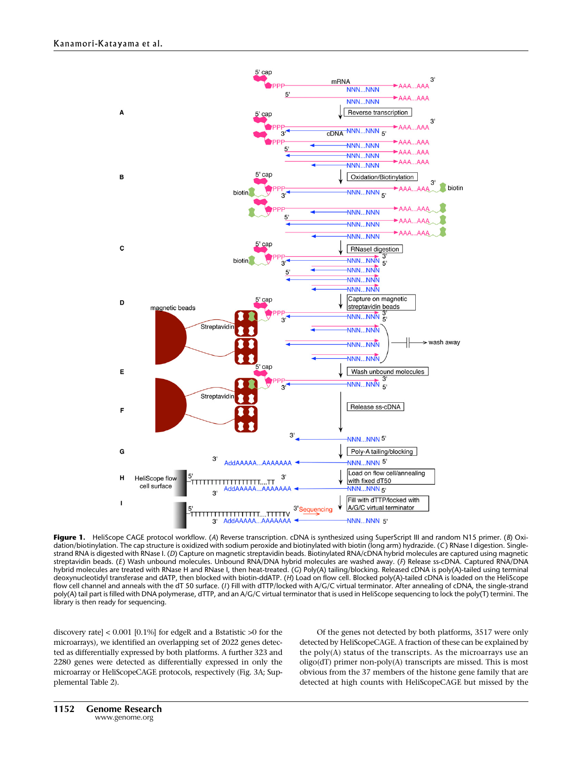**Figure 1.** HeliScope CAGE protocol workflow. (*A*) Reverse transcription. cDNA is synthesized using SuperScript III and random N15 primer. (*B*) Oxidation/biotinylation. The cap structure is oxidized with sodium peroxide and biotinylated with biotin (long arm) hydrazide. (*C*) RNase I digestion. Single-strand RNA is digested with RNase I. (*D*) Capture on magnetic streptavidin beads. Biotinylated RNA/cDNA hybrid molecules are captured using magnetic streptavidin beads. (*E*) Wash unbound molecules. Unbound RNA/DNA hybrid molecules are washed away. (*F*) Release ss-cDNA. Captured RNA/DNA hybrid molecules are treated with RNase H and RNase I, then heat-treated. (*G*) Poly(A) tailing/blocking. Released cDNA is poly(A)-tailed using terminal deoxynucleotidyl transferase and dATP, then blocked with biotin-ddATP. (*H*) Load on flow cell. Blocked poly(A)-tailed cDNA is loaded on the HeliScope flow cell channel and anneals with the dT 50 surface. (*I*) Fill with dTTP/locked with A/G/C virtual terminator. After annealing of cDNA, the single-strand poly(A) tail part is filled with DNA polymerase, dTTP, and an A/G/C virtual terminator that is used in HeliScope sequencing to lock the poly(T) termini. The library is then ready for sequencing.

discovery rate] < 0.001 [0.1%] for edgeR and a Bstatistic >0 for the microarrays), we identified an overlapping set of 2022 genes detected as differentially expressed by both platforms. A further 323 and 2280 genes were detected as differentially expressed in only the microarray or HeliScopeCAGE protocols, respectively (Fig. 3A; Supplemental Table 2).

Of the genes not detected by both platforms, 3517 were only detected by HeliScopeCAGE. A fraction of these can be explained by the poly(A) status of the transcripts. As the microarrays use an oligo(dT) primer non-poly(A) transcripts are missed. This is most obvious from the 37 members of the histone gene family that are detected at high counts with HeliScopeCAGE but missed by the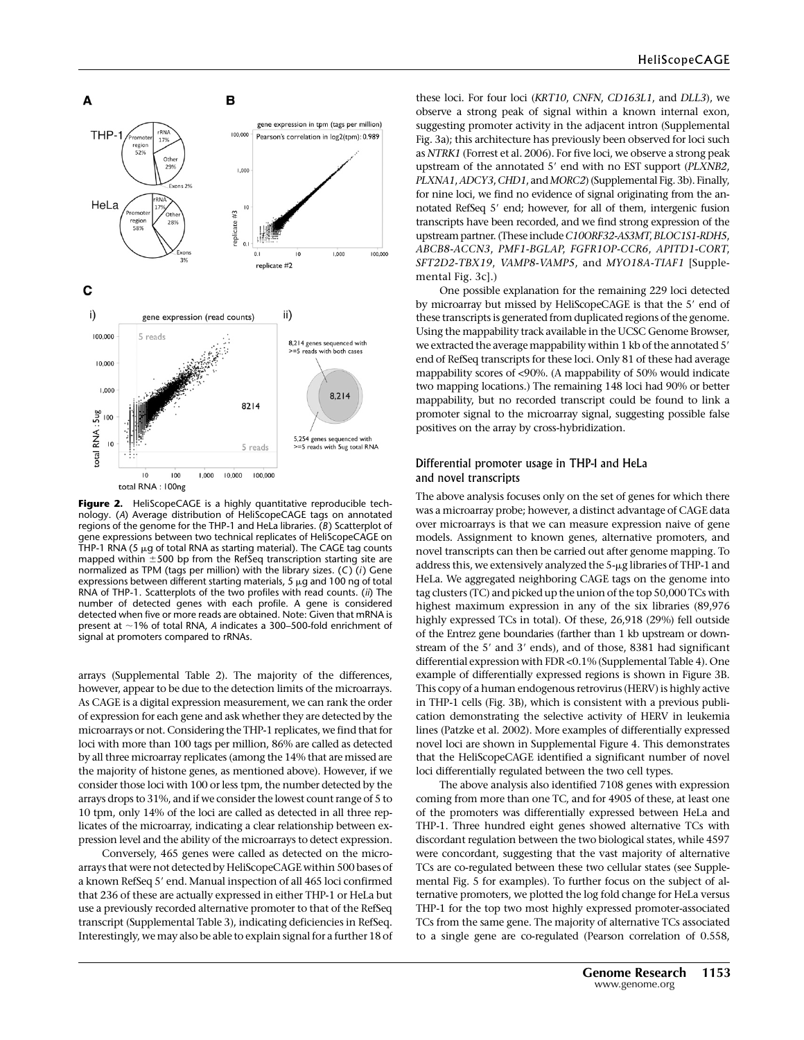**Figure 2.** HeliScopeCAGE is a highly quantitative reproducible technology. (*A*) Average distribution of HeliScopeCAGE tags on annotated regions of the genome for the THP-1 and HeLa libraries. (*B*) Scatterplot of gene expressions between two technical replicates of HeliScopeCAGE on THP-1 RNA (5 µg of total RNA as starting material). The CAGE tag counts mapped within ±500 bp from the RefSeq transcription starting site are normalized as TPM (tags per million) with the library sizes. (*C*) (*i*) Gene expressions between different starting materials, 5 µg and 100 ng of total RNA of THP-1. Scatterplots of the two profiles with read counts. (*ii*) The number of detected genes with each profile. A gene is considered detected when five or more reads are obtained. Note: Given that mRNA is present at ~1% of total RNA, *A* indicates a 300–500-fold enrichment of signal at promoters compared to rRNAs.

arrays (Supplemental Table 2). The majority of the differences, however, appear to be due to the detection limits of the microarrays. As CAGE is a digital expression measurement, we can rank the order of expression for each gene and ask whether they are detected by the microarrays or not. Considering the THP-1 replicates, we find that for loci with more than 100 tags per million, 86% are called as detected by all three microarray replicates (among the 14% that are missed are the majority of histone genes, as mentioned above). However, if we consider those loci with 100 or less tpm, the number detected by the arrays drops to 31%, and if we consider the lowest count range of 5 to 10 tpm, only 14% of the loci are called as detected in all three replicates of the microarray, indicating a clear relationship between expression level and the ability of the microarrays to detect expression.

Conversely, 465 genes were called as detected on the microarrays that were not detected by HeliScopeCAGE within 500 bases of a known RefSeq 5′ end. Manual inspection of all 465 loci confirmed that 236 of these are actually expressed in either THP-1 or HeLa but use a previously recorded alternative promoter to that of the RefSeq transcript (Supplemental Table 3), indicating deficiencies in RefSeq. Interestingly, we may also be able to explain signal for a further 18 of these loci. For four loci (*KRT10*, *CNFN*, *CD163L1*, and *DLL3*), we observe a strong peak of signal within a known internal exon, suggesting promoter activity in the adjacent intron (Supplemental Fig. 3a); this architecture has previously been observed for loci such as *NTRK1* (Forrest et al. 2006). For five loci, we observe a strong peak upstream of the annotated 5′ end with no EST support (*PLXNB2*, *PLXNA1*, *ADCY3*, *CHD1*, and *MORC2*) (Supplemental Fig. 3b). Finally, for nine loci, we find no evidence of signal originating from the annotated RefSeq 5′ end; however, for all of them, intergenic fusion transcripts have been recorded, and we find strong expression of the upstream partner. (These include *C10ORF32-AS3MT*, *BLOC1S1-RDH5*, *ABCB8-ACCN3*, *PMF1-BGLAP*, *FGFR1OP-CCR6*, *APITD1-CORT*, *SFT2D2-TBX19*, *VAMP8-VAMP5*, and *MYO18A-TIAF1* [Supplemental Fig. 3c].)

One possible explanation for the remaining 229 loci detected by microarray but missed by HeliScopeCAGE is that the 5′ end of these transcripts is generated from duplicated regions of the genome. Using the mappability track available in the UCSC Genome Browser, we extracted the average mappability within 1 kb of the annotated 5′ end of RefSeq transcripts for these loci. Only 81 of these had average mappability scores of <90%. (A mappability of 50% would indicate two mapping locations.) The remaining 148 loci had 90% or better mappability, but no recorded transcript could be found to link a promoter signal to the microarray signal, suggesting possible false positives on the array by cross-hybridization.

### Differential promoter usage in THP-1 and HeLa and novel transcripts

The above analysis focuses only on the set of genes for which there was a microarray probe; however, a distinct advantage of CAGE data over microarrays is that we can measure expression naive of gene models. Assignment to known genes, alternative promoters, and novel transcripts can then be carried out after genome mapping. To address this, we extensively analyzed the 5-µg libraries of THP-1 and HeLa. We aggregated neighboring CAGE tags on the genome into tag clusters (TC) and picked up the union of the top 50,000 TCs with highest maximum expression in any of the six libraries (89,976 highly expressed TCs in total). Of these, 26,918 (29%) fell outside of the Entrez gene boundaries (farther than 1 kb upstream or downstream of the 5′ and 3′ ends), and of those, 8381 had significant differential expression with FDR <0.1% (Supplemental Table 4). One example of differentially expressed regions is shown in Figure 3B. This copy of a human endogenous retrovirus (HERV) is highly active in THP-1 cells (Fig. 3B), which is consistent with a previous publication demonstrating the selective activity of HERV in leukemia lines (Patzke et al. 2002). More examples of differentially expressed novel loci are shown in Supplemental Figure 4. This demonstrates that the HeliScopeCAGE identified a significant number of novel loci differentially regulated between the two cell types.

The above analysis also identified 7108 genes with expression coming from more than one TC, and for 4905 of these, at least one of the promoters was differentially expressed between HeLa and THP-1. Three hundred eight genes showed alternative TCs with discordant regulation between the two biological states, while 4597 were concordant, suggesting that the vast majority of alternative TCs are co-regulated between these two cellular states (see Supplemental Fig. 5 for examples). To further focus on the subject of alternative promoters, we plotted the log fold change for HeLa versus THP-1 for the top two most highly expressed promoter-associated TCs from the same gene. The majority of alternative TCs associated to a single gene are co-regulated (Pearson correlation of 0.558,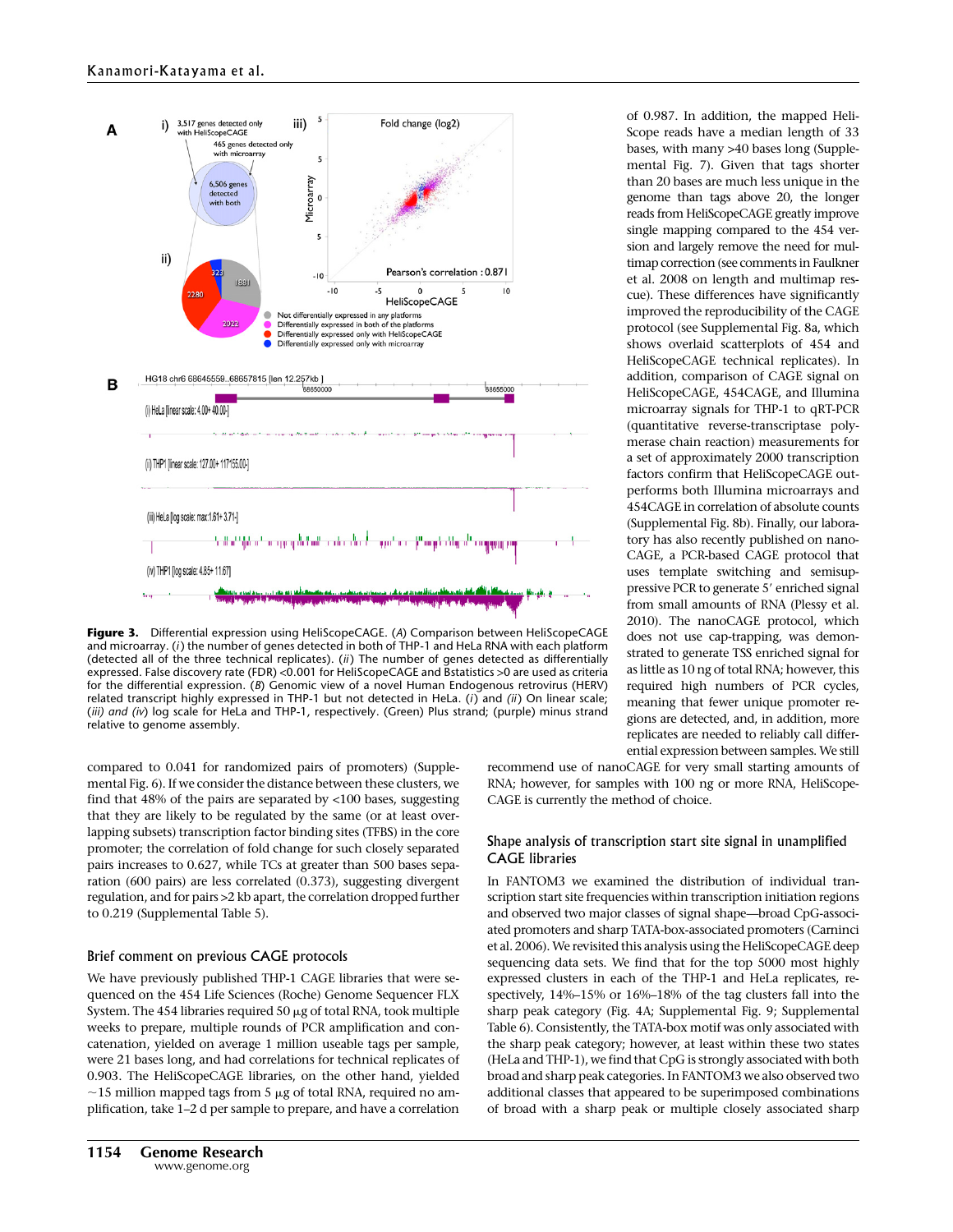A

i) 3,517 genes detected only with HeliScopeCAGE

465 genes detected only with microarray

6,506 genes detected with both

ii)

323

1881

2280

2022

iii)

Fold change (log2)

Microarray

HeliScopeCAGE

Pearson's correlation : 0.871

Not differentially expressed in any platforms

Differentially expressed in both of the platforms

Differentially expressed only with HeliScopeCAGE

Differentially expressed only with microarray

B

HG18 chr6 68645559..68657815 [len 12.257kb ]

(i) HeLa [linear scale: 4.00+ 40.00-]

(ii) THP1 [linear scale: 127.00+ 117155.00-]

(iii) HeLa [log scale: max:1.61+ 3.71-]

(iv) THP1 [log scale: 4.85+ 11.67]

**Figure 3.** Differential expression using HeliScopeCAGE. (*A*) Comparison between HeliScopeCAGE and microarray. (*i*) the number of genes detected in both of THP-1 and HeLa RNA with each platform (detected all of the three technical replicates). (*ii*) The number of genes detected as differentially expressed. False discovery rate (FDR) <0.001 for HeliScopeCAGE and Bstatistics >0 are used as criteria for the differential expression. (*B*) Genomic view of a novel Human Endogenous retrovirus (HERV) related transcript highly expressed in THP-1 but not detected in HeLa. (*i*) and (*ii*) On linear scale; (*iii) and (iv*) log scale for HeLa and THP-1, respectively. (Green) Plus strand; (purple) minus strand relative to genome assembly.

compared to 0.041 for randomized pairs of promoters) (Supplemental Fig. 6). If we consider the distance between these clusters, we find that 48% of the pairs are separated by <100 bases, suggesting that they are likely to be regulated by the same (or at least overlapping subsets) transcription factor binding sites (TFBS) in the core promoter; the correlation of fold change for such closely separated pairs increases to 0.627, while TCs at greater than 500 bases separation (600 pairs) are less correlated (0.373), suggesting divergent regulation, and for pairs >2 kb apart, the correlation dropped further to 0.219 (Supplemental Table 5).

## Brief comment on previous CAGE protocols

We have previously published THP-1 CAGE libraries that were sequenced on the 454 Life Sciences (Roche) Genome Sequencer FLX System. The 454 libraries required 50 µg of total RNA, took multiple weeks to prepare, multiple rounds of PCR amplification and concatenation, yielded on average 1 million useable tags per sample, were 21 bases long, and had correlations for technical replicates of 0.903. The HeliScopeCAGE libraries, on the other hand, yielded ~15 million mapped tags from 5 µg of total RNA, required no amplification, take 1–2 d per sample to prepare, and have a correlation of 0.987. In addition, the mapped HeliScope reads have a median length of 33 bases, with many >40 bases long (Supplemental Fig. 7). Given that tags shorter than 20 bases are much less unique in the genome than tags above 20, the longer reads from HeliScopeCAGE greatly improve single mapping compared to the 454 version and largely remove the need for multimap correction (see comments in Faulkner et al. 2008 on length and multimap rescue). These differences have significantly improved the reproducibility of the CAGE protocol (see Supplemental Fig. 8a, which shows overlaid scatterplots of 454 and HeliScopeCAGE technical replicates). In addition, comparison of CAGE signal on HeliScopeCAGE, 454CAGE, and Illumina microarray signals for THP-1 to qRT-PCR (quantitative reverse-transcriptase polymerase chain reaction) measurements for a set of approximately 2000 transcription factors confirm that HeliScopeCAGE outperforms both Illumina microarrays and 454CAGE in correlation of absolute counts (Supplemental Fig. 8b). Finally, our laboratory has also recently published on nanoCAGE, a PCR-based CAGE protocol that uses template switching and semisuppressive PCR to generate 5′ enriched signal from small amounts of RNA (Plessy et al. 2010). The nanoCAGE protocol, which does not use cap-trapping, was demonstrated to generate TSS enriched signal for as little as 10 ng of total RNA; however, this required high numbers of PCR cycles, meaning that fewer unique promoter regions are detected, and, in addition, more replicates are needed to reliably call differential expression between samples. We still recommend use of nanoCAGE for very small starting amounts of RNA; however, for samples with 100 ng or more RNA, HeliScopeCAGE is currently the method of choice.

## Shape analysis of transcription start site signal in unamplified CAGE libraries

In FANTOM3 we examined the distribution of individual transcription start site frequencies within transcription initiation regions and observed two major classes of signal shape—broad CpG-associated promoters and sharp TATA-box-associated promoters (Carninci et al. 2006). We revisited this analysis using the HeliScopeCAGE deep sequencing data sets. We find that for the top 5000 most highly expressed clusters in each of the THP-1 and HeLa replicates, respectively, 14%–15% or 16%–18% of the tag clusters fall into the sharp peak category (Fig. 4A; Supplemental Fig. 9; Supplemental Table 6). Consistently, the TATA-box motif was only associated with the sharp peak category; however, at least within these two states (HeLa and THP-1), we find that CpG is strongly associated with both broad and sharp peak categories. In FANTOM3 we also observed two additional classes that appeared to be superimposed combinations of broad with a sharp peak or multiple closely associated sharp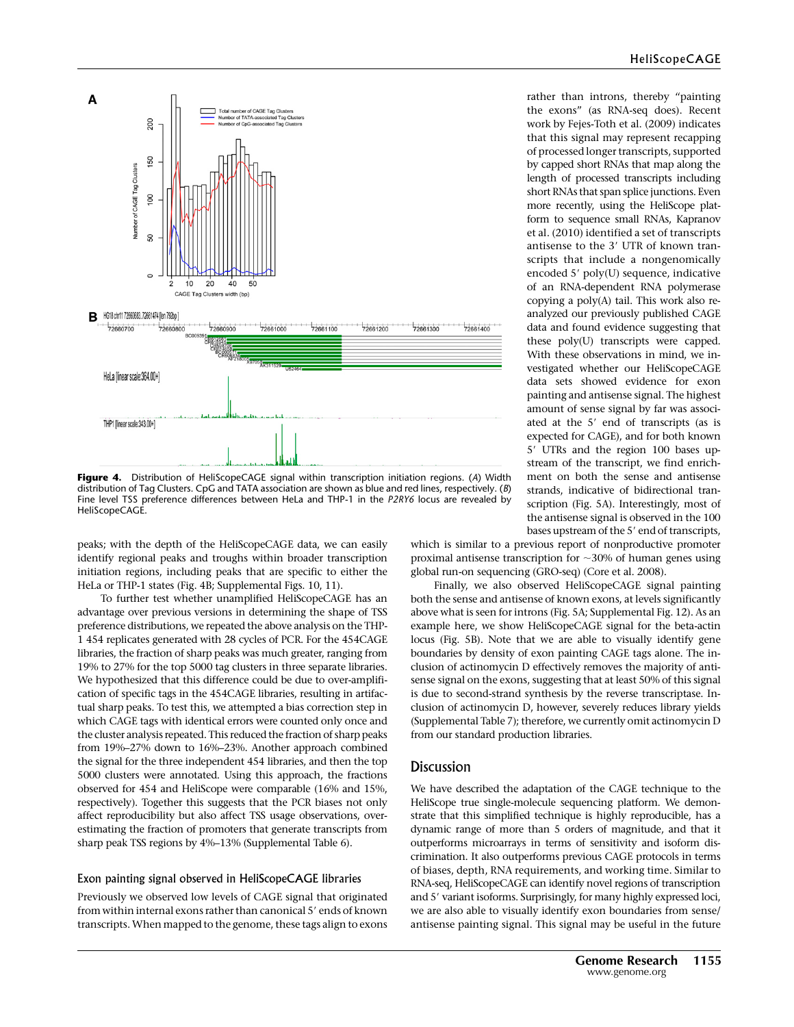rather than introns, thereby "painting the exons" (as RNA-seq does). Recent work by Fejes-Toth et al. (2009) indicates that this signal may represent recapping of processed longer transcripts, supported by capped short RNAs that map along the length of processed transcripts including short RNAs that span splice junctions. Even more recently, using the HeliScope platform to sequence small RNAs, Kapranov et al. (2010) identified a set of transcripts antisense to the 3′ UTR of known transcripts that include a nongenomically encoded 5′ poly(U) sequence, indicative of an RNA-dependent RNA polymerase copying a poly(A) tail. This work also reanalyzed our previously published CAGE data and found evidence suggesting that these poly(U) transcripts were capped. With these observations in mind, we investigated whether our HeliScopeCAGE data sets showed evidence for exon painting and antisense signal. The highest amount of sense signal by far was associated at the 5′ end of transcripts (as is expected for CAGE), and for both known 5′ UTRs and the region 100 bases upstream of the transcript, we find enrichment on both the sense and antisense strands, indicative of bidirectional transcription (Fig. 5A). Interestingly, most of the antisense signal is observed in the 100 bases upstream of the 5′ end of transcripts,

**Figure 4.** Distribution of HeliScopeCAGE signal within transcription initiation regions. (*A*) Width distribution of Tag Clusters. CpG and TATA association are shown as blue and red lines, respectively. (*B*) Fine level TSS preference differences between HeLa and THP-1 in the *P2RY6* locus are revealed by HeliScopeCAGE.

peaks; with the depth of the HeliScopeCAGE data, we can easily identify regional peaks and troughs within broader transcription initiation regions, including peaks that are specific to either the HeLa or THP-1 states (Fig. 4B; Supplemental Figs. 10, 11).

To further test whether unamplified HeliScopeCAGE has an advantage over previous versions in determining the shape of TSS preference distributions, we repeated the above analysis on the THP-1 454 replicates generated with 28 cycles of PCR. For the 454CAGE libraries, the fraction of sharp peaks was much greater, ranging from 19% to 27% for the top 5000 tag clusters in three separate libraries. We hypothesized that this difference could be due to over-amplification of specific tags in the 454CAGE libraries, resulting in artifactual sharp peaks. To test this, we attempted a bias correction step in which CAGE tags with identical errors were counted only once and the cluster analysis repeated. This reduced the fraction of sharp peaks from 19%–27% down to 16%–23%. Another approach combined the signal for the three independent 454 libraries, and then the top 5000 clusters were annotated. Using this approach, the fractions observed for 454 and HeliScope were comparable (16% and 15%, respectively). Together this suggests that the PCR biases not only affect reproducibility but also affect TSS usage observations, overestimating the fraction of promoters that generate transcripts from sharp peak TSS regions by 4%–13% (Supplemental Table 6).

### Exon painting signal observed in HeliScopeCAGE libraries

Previously we observed low levels of CAGE signal that originated from within internal exons rather than canonical 5′ ends of known transcripts. When mapped to the genome, these tags align to exons

which is similar to a previous report of nonproductive promoter proximal antisense transcription for ~30% of human genes using global run-on sequencing (GRO-seq) (Core et al. 2008).

Finally, we also observed HeliScopeCAGE signal painting both the sense and antisense of known exons, at levels significantly above what is seen for introns (Fig. 5A; Supplemental Fig. 12). As an example here, we show HeliScopeCAGE signal for the beta-actin locus (Fig. 5B). Note that we are able to visually identify gene boundaries by density of exon painting CAGE tags alone. The inclusion of actinomycin D effectively removes the majority of antisense signal on the exons, suggesting that at least 50% of this signal is due to second-strand synthesis by the reverse transcriptase. Inclusion of actinomycin D, however, severely reduces library yields (Supplemental Table 7); therefore, we currently omit actinomycin D from our standard production libraries.

## Discussion

We have described the adaptation of the CAGE technique to the HeliScope true single-molecule sequencing platform. We demonstrate that this simplified technique is highly reproducible, has a dynamic range of more than 5 orders of magnitude, and that it outperforms microarrays in terms of sensitivity and isoform discrimination. It also outperforms previous CAGE protocols in terms of biases, depth, RNA requirements, and working time. Similar to RNA-seq, HeliScopeCAGE can identify novel regions of transcription and 5′ variant isoforms. Surprisingly, for many highly expressed loci, we are also able to visually identify exon boundaries from sense/antisense painting signal. This signal may be useful in the future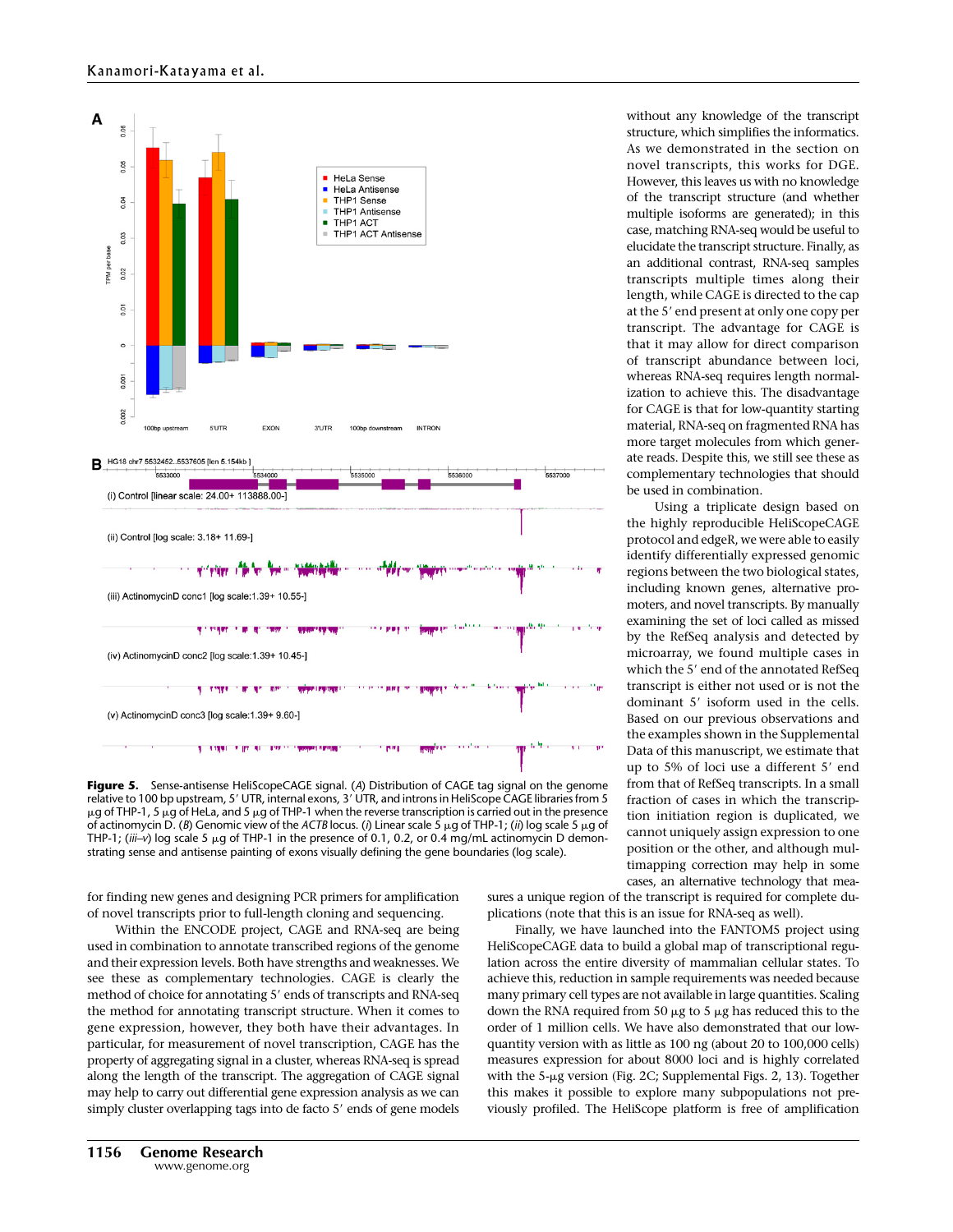A

TPM per base

0.06
0.05
0.04
0.03
0.02
0.01
0
0.001
0.002

HeLa Sense
HeLa Antisense
THP1 Sense
THP1 Antisense
THP1 ACT
THP1 ACT Antisense

100bp upstream
5'UTR
EXON
3'UTR
100bp downstream
INTRON

B

HG18 chr7 5532452..5537605 [len 5.154kb ]

5533000
5534000
5535000
5536000
5537000

(i) Control [linear scale: 24.00+ 113888.00-]

(ii) Control [log scale: 3.18+ 11.69-]

(iii) ActinomycinD conc1 [log scale:1.39+ 10.55-]

(iv) ActinomycinD conc2 [log scale:1.39+ 10.45-]

(v) ActinomycinD conc3 [log scale:1.39+ 9.60-]

**Figure 5.** Sense-antisense HeliScopeCAGE signal. (*A*) Distribution of CAGE tag signal on the genome relative to 100 bp upstream, 5′ UTR, internal exons, 3′ UTR, and introns in HeliScope CAGE libraries from 5 μg of THP-1, 5 μg of HeLa, and 5 μg of THP-1 where the reverse transcription is carried out in the presence of actinomycin D. (*B*) Genomic view of the *ACTB* locus. (*i*) Linear scale 5 μg of THP-1; (*ii*) log scale 5 μg of THP-1; (*iii–v*) log scale 5 μg of THP-1 in the presence of 0.1, 0.2, or 0.4 mg/mL actinomycin D demonstrating sense and antisense painting of exons visually defining the gene boundaries (log scale).

for finding new genes and designing PCR primers for amplification of novel transcripts prior to full-length cloning and sequencing.

Within the ENCODE project, CAGE and RNA-seq are being used in combination to annotate transcribed regions of the genome and their expression levels. Both have strengths and weaknesses. We see these as complementary technologies. CAGE is clearly the method of choice for annotating 5′ ends of transcripts and RNA-seq the method for annotating transcript structure. When it comes to gene expression, however, they both have their advantages. In particular, for measurement of novel transcription, CAGE has the property of aggregating signal in a cluster, whereas RNA-seq is spread along the length of the transcript. The aggregation of CAGE signal may help to carry out differential gene expression analysis as we can simply cluster overlapping tags into de facto 5′ ends of gene models without any knowledge of the transcript structure, which simplifies the informatics. As we demonstrated in the section on novel transcripts, this works for DGE. However, this leaves us with no knowledge of the transcript structure (and whether multiple isoforms are generated); in this case, matching RNA-seq would be useful to elucidate the transcript structure. Finally, as an additional contrast, RNA-seq samples transcripts multiple times along their length, while CAGE is directed to the cap at the 5′ end present at only one copy per transcript. The advantage for CAGE is that it may allow for direct comparison of transcript abundance between loci, whereas RNA-seq requires length normalization to achieve this. The disadvantage for CAGE is that for low-quantity starting material, RNA-seq on fragmented RNA has more target molecules from which generate reads. Despite this, we still see these as complementary technologies that should be used in combination.

Using a triplicate design based on the highly reproducible HeliScopeCAGE protocol and edgeR, we were able to easily identify differentially expressed genomic regions between the two biological states, including known genes, alternative promoters, and novel transcripts. By manually examining the set of loci called as missed by the RefSeq analysis and detected by microarray, we found multiple cases in which the 5′ end of the annotated RefSeq transcript is either not used or is not the dominant 5′ isoform used in the cells. Based on our previous observations and the examples shown in the Supplemental Data of this manuscript, we estimate that up to 5% of loci use a different 5′ end from that of RefSeq transcripts. In a small fraction of cases in which the transcription initiation region is duplicated, we cannot uniquely assign expression to one position or the other, and although multimapping correction may help in some cases, an alternative technology that measures a unique region of the transcript is required for complete duplications (note that this is an issue for RNA-seq as well).

Finally, we have launched into the FANTOM5 project using HeliScopeCAGE data to build a global map of transcriptional regulation across the entire diversity of mammalian cellular states. To achieve this, reduction in sample requirements was needed because many primary cell types are not available in large quantities. Scaling down the RNA required from 50 μg to 5 μg has reduced this to the order of 1 million cells. We have also demonstrated that our low-quantity version with as little as 100 ng (about 20 to 100,000 cells) measures expression for about 8000 loci and is highly correlated with the 5-μg version (Fig. 2C; Supplemental Figs. 2, 13). Together this makes it possible to explore many subpopulations not previously profiled. The HeliScope platform is free of amplification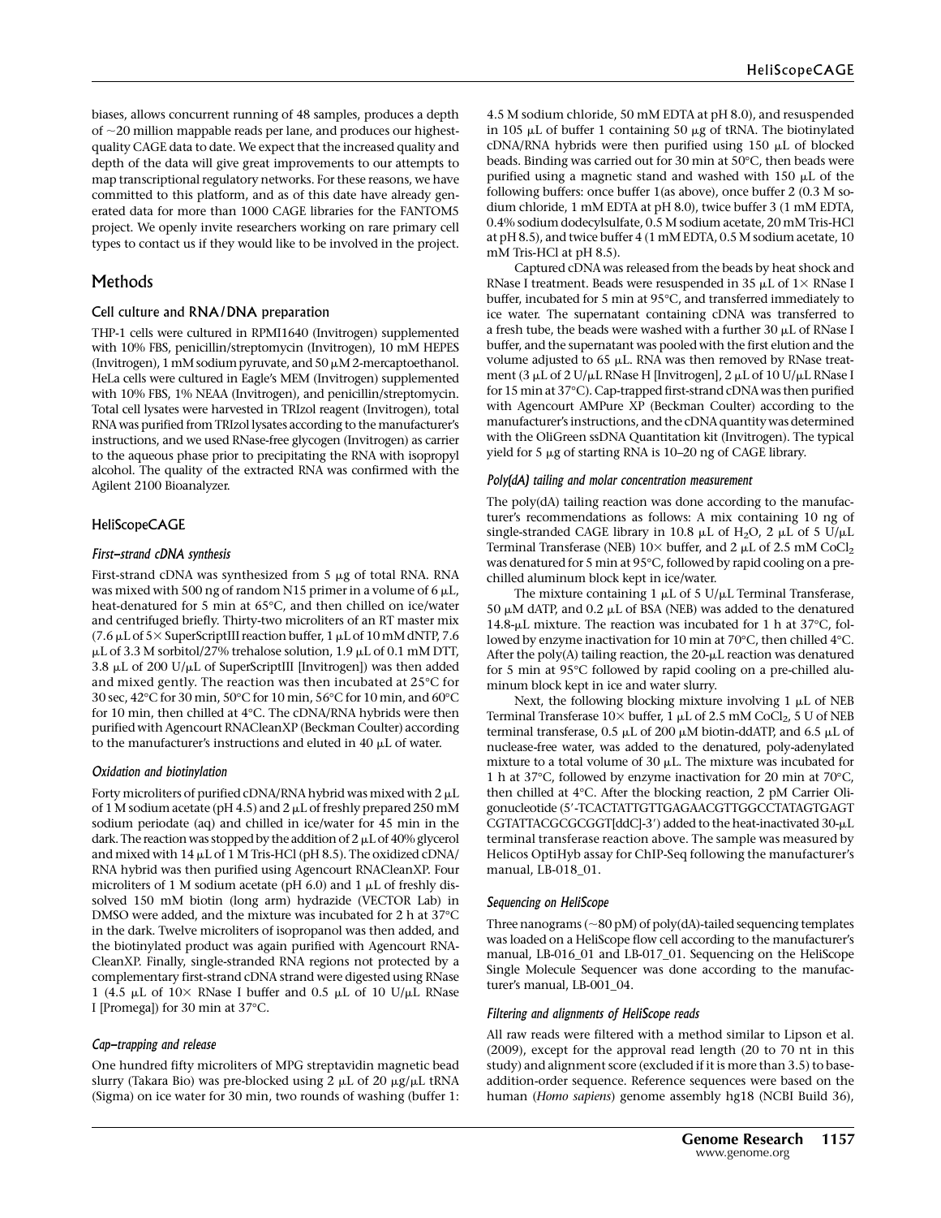biases, allows concurrent running of 48 samples, produces a depth of ~20 million mappable reads per lane, and produces our highest-quality CAGE data to date. We expect that the increased quality and depth of the data will give great improvements to our attempts to map transcriptional regulatory networks. For these reasons, we have committed to this platform, and as of this date have already generated data for more than 1000 CAGE libraries for the FANTOM5 project. We openly invite researchers working on rare primary cell types to contact us if they would like to be involved in the project.

## Methods

### Cell culture and RNA/DNA preparation

THP-1 cells were cultured in RPMI1640 (Invitrogen) supplemented with 10% FBS, penicillin/streptomycin (Invitrogen), 10 mM HEPES (Invitrogen), 1 mM sodium pyruvate, and 50 μM 2-mercaptoethanol. HeLa cells were cultured in Eagle's MEM (Invitrogen) supplemented with 10% FBS, 1% NEAA (Invitrogen), and penicillin/streptomycin. Total cell lysates were harvested in TRIzol reagent (Invitrogen), total RNA was purified from TRIzol lysates according to the manufacturer's instructions, and we used RNase-free glycogen (Invitrogen) as carrier to the aqueous phase prior to precipitating the RNA with isopropyl alcohol. The quality of the extracted RNA was confirmed with the Agilent 2100 Bioanalyzer.

### HeliScopeCAGE

#### *First-strand cDNA synthesis*

First-strand cDNA was synthesized from 5 μg of total RNA. RNA was mixed with 500 ng of random N15 primer in a volume of 6 μL, heat-denatured for 5 min at 65°C, and then chilled on ice/water and centrifuged briefly. Thirty-two microliters of an RT master mix (7.6 μL of 5× SuperScriptIII reaction buffer, 1 μL of 10 mM dNTP, 7.6 μL of 3.3 M sorbitol/27% trehalose solution, 1.9 μL of 0.1 mM DTT, 3.8 μL of 200 U/μL of SuperScriptIII [Invitrogen]) was then added and mixed gently. The reaction was then incubated at 25°C for 30 sec, 42°C for 30 min, 50°C for 10 min, 56°C for 10 min, and 60°C for 10 min, then chilled at 4°C. The cDNA/RNA hybrids were then purified with Agencourt RNAClean XP (Beckman Coulter) according to the manufacturer's instructions and eluted in 40 μL of water.

#### *Oxidation and biotinylation*

Forty microliters of purified cDNA/RNA hybrid was mixed with 2 μL of 1 M sodium acetate (pH 4.5) and 2 μL of freshly prepared 250 mM sodium periodate (aq) and chilled in ice/water for 45 min in the dark. The reaction was stopped by the addition of 2 μL of 40% glycerol and mixed with 14 μL of 1 M Tris-HCl (pH 8.5). The oxidized cDNA/RNA hybrid was then purified using Agencourt RNACleanXP. Four microliters of 1 M sodium acetate (pH 6.0) and 1 μL of freshly dissolved 150 mM biotin (long arm) hydrazide (VECTOR Lab) in DMSO were added, and the mixture was incubated for 2 h at 37°C in the dark. Twelve microliters of isopropanol was then added, and the biotinylated product was again purified with Agencourt RNA-CleanXP. Finally, single-stranded RNA regions not protected by a complementary first-strand cDNA strand were digested using RNase 1 (4.5 μL of 10× RNase I buffer and 0.5 μL of 10 U/μL RNase I [Promega]) for 30 min at 37°C.

#### *Cap-trapping and release*

One hundred fifty microliters of MPG streptavidin magnetic bead slurry (Takara Bio) was pre-blocked using 2 μL of 20 μg/μL tRNA (Sigma) on ice water for 30 min, two rounds of washing (buffer 1: 4.5 M sodium chloride, 50 mM EDTA at pH 8.0), and resuspended in 105 μL of buffer 1 containing 50 μg of tRNA. The biotinylated cDNA/RNA hybrids were then purified using 150 μL of blocked beads. Binding was carried out for 30 min at 50°C, then beads were purified using a magnetic stand and washed with 150 μL of the following buffers: once buffer 1(as above), once buffer 2 (0.3 M sodium chloride, 1 mM EDTA at pH 8.0), twice buffer 3 (1 mM EDTA, 0.4% sodium dodecylsulfate, 0.5 M sodium acetate, 20 mM Tris-HCl at pH 8.5), and twice buffer 4 (1 mM EDTA, 0.5 M sodium acetate, 10 mM Tris-HCl at pH 8.5).

Captured cDNA was released from the beads by heat shock and RNase I treatment. Beads were resuspended in 35 μL of 1× RNase I buffer, incubated for 5 min at 95°C, and transferred immediately to ice water. The supernatant containing cDNA was transferred to a fresh tube, the beads were washed with a further 30 μL of RNase I buffer, and the supernatant was pooled with the first elution and the volume adjusted to 65 μL. RNA was then removed by RNase treatment (3 μL of 2 U/μL RNase H [Invitrogen], 2 μL of 10 U/μL RNase I for 15 min at 37°C). Cap-trapped first-strand cDNA was then purified with Agencourt AMPure XP (Beckman Coulter) according to the manufacturer's instructions, and the cDNA quantity was determined with the OliGreen ssDNA Quantitation kit (Invitrogen). The typical yield for 5 μg of starting RNA is 10–20 ng of CAGE library.

#### *Poly(dA) tailing and molar concentration measurement*

The poly(dA) tailing reaction was done according to the manufacturer's recommendations as follows: A mix containing 10 ng of single-stranded CAGE library in 10.8 μL of $H_2O$, 2 μL of 5 U/μL Terminal Transferase (NEB) 10× buffer, and 2 μL of 2.5 mM $CoCl_2$ was denatured for 5 min at 95°C, followed by rapid cooling on a pre-chilled aluminum block kept in ice/water.

The mixture containing 1 μL of 5 U/μL Terminal Transferase, 50 μM dATP, and 0.2 μL of BSA (NEB) was added to the denatured 14.8-μL mixture. The reaction was incubated for 1 h at 37°C, followed by enzyme inactivation for 10 min at 70°C, then chilled 4°C. After the poly(A) tailing reaction, the 20-μL reaction was denatured for 5 min at 95°C followed by rapid cooling on a pre-chilled aluminum block kept in ice and water slurry.

Next, the following blocking mixture involving 1 μL of NEB Terminal Transferase 10× buffer, 1 μL of 2.5 mM $CoCl_2$, 5 U of NEB terminal transferase, 0.5 μL of 200 μM biotin-ddATP, and 6.5 μL of nuclease-free water, was added to the denatured, poly-adenylated mixture to a total volume of 30 μL. The mixture was incubated for 1 h at 37°C, followed by enzyme inactivation for 20 min at 70°C, then chilled at 4°C. After the blocking reaction, 2 pM Carrier Oligonucleotide (5′-TCACTATTGTTGAGAACGTTGGCCTATAGTGAGT CGTATTACGCGCGGT[ddC]-3′) added to the heat-inactivated 30-μL terminal transferase reaction above. The sample was measured by Helicos OptiHyb assay for ChIP-Seq following the manufacturer's manual, LB-018_01.

#### *Sequencing on HeliScope*

Three nanograms (~80 pM) of poly(dA)-tailed sequencing templates was loaded on a HeliScope flow cell according to the manufacturer's manual, LB-016_01 and LB-017_01. Sequencing on the HeliScope Single Molecule Sequencer was done according to the manufacturer's manual, LB-001_04.

#### *Filtering and alignments of HeliScope reads*

All raw reads were filtered with a method similar to Lipson et al. (2009), except for the approval read length (20 to 70 nt in this study) and alignment score (excluded if it is more than 3.5) to base-addition-order sequence. Reference sequences were based on the human (*Homo sapiens*) genome assembly hg18 (NCBI Build 36),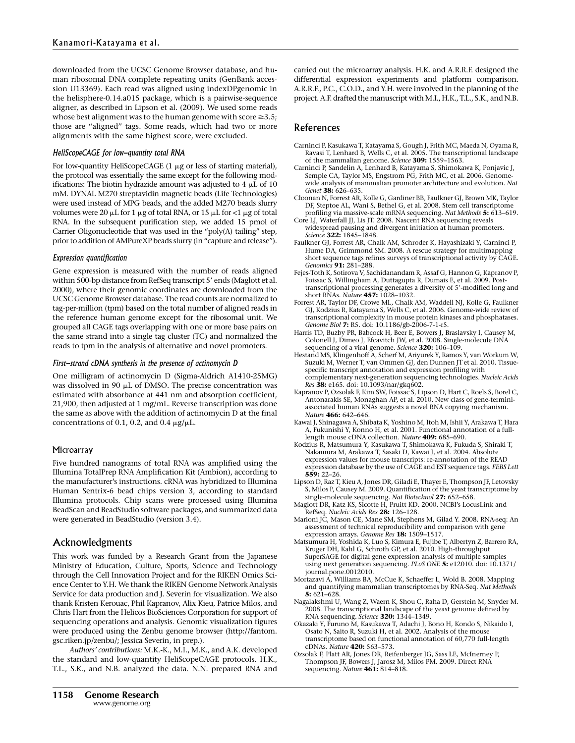downloaded from the UCSC Genome Browser database, and human ribosomal DNA complete repeating units (GenBank accession U13369). Each read was aligned using indexDPgenomic in the helisphere-0.14.a015 package, which is a pairwise-sequence aligner, as described in Lipson et al. (2009). We used some reads whose best alignment was to the human genome with score ≥3.5; those are "aligned" tags. Some reads, which had two or more alignments with the same highest score, were excluded.

#### *HeliScopeCAGE for low–quantity total RNA*

For low-quantity HeliScopeCAGE (1 μg or less of starting material), the protocol was essentially the same except for the following modifications: The biotin hydrazide amount was adjusted to 4 μL of 10 mM. DYNAL M270 streptavidin magnetic beads (Life Technologies) were used instead of MPG beads, and the added M270 beads slurry volumes were 20 μL for 1 μg of total RNA, or 15 μL for <1 μg of total RNA. In the subsequent purification step, we added 15 pmol of Carrier Oligonucleotide that was used in the "poly(A) tailing" step, prior to addition of AMPureXP beads slurry (in "capture and release").

#### *Expression quantification*

Gene expression is measured with the number of reads aligned within 500-bp distance from RefSeq transcript 5′ ends (Maglott et al. 2000), where their genomic coordinates are downloaded from the UCSC Genome Browser database. The read counts are normalized to tag-per-million (tpm) based on the total number of aligned reads in the reference human genome except for the ribosomal unit. We grouped all CAGE tags overlapping with one or more base pairs on the same strand into a single tag cluster (TC) and normalized the reads to tpm in the analysis of alternative and novel promoters.

#### *First–strand cDNA synthesis in the presence of actinomycin D*

One milligram of actinomycin D (Sigma-Aldrich A1410-25MG) was dissolved in 90 μL of DMSO. The precise concentration was estimated with absorbance at 441 nm and absorption coefficient, 21,900, then adjusted at 1 mg/mL. Reverse transcription was done the same as above with the addition of actinomycin D at the final concentrations of 0.1, 0.2, and 0.4 μg/μL.

### Microarray

Five hundred nanograms of total RNA was amplified using the Illumina TotalPrep RNA Amplification Kit (Ambion), according to the manufacturer's instructions. cRNA was hybridized to Illumina Human Sentrix-6 bead chips version 3, according to standard Illumina protocols. Chip scans were processed using Illumina BeadScan and BeadStudio software packages, and summarized data were generated in BeadStudio (version 3.4).

## Acknowledgments

This work was funded by a Research Grant from the Japanese Ministry of Education, Culture, Sports, Science and Technology through the Cell Innovation Project and for the RIKEN Omics Science Center to Y.H. We thank the RIKEN Genome Network Analysis Service for data production and J. Severin for visualization. We also thank Kristen Kerouac, Phil Kapranov, Alix Kieu, Patrice Milos, and Chris Hart from the Helicos BioSciences Corporation for support of sequencing operations and analysis. Genomic visualization figures were produced using the Zenbu genome browser (http://fantom.gsc.riken.jp/zenbu/; Jessica Severin, in prep.).

*Authors' contributions:* M.K.-K., M.I., M.K., and A.K. developed the standard and low-quantity HeliScopeCAGE protocols. H.K., T.L., S.K., and N.B. analyzed the data. N.N. prepared RNA and carried out the microarray analysis. H.K. and A.R.R.F. designed the differential expression experiments and platform comparison. A.R.R.F., P.C., C.O.D., and Y.H. were involved in the planning of the project. A.F. drafted the manuscript with M.I., H.K., T.L., S.K., and N.B.

## References

Carninci P, Kasukawa T, Katayama S, Gough J, Frith MC, Maeda N, Oyama R, Ravasi T, Lenhard B, Wells C, et al. 2005. The transcriptional landscape of the mammalian genome. *Science* **309:** 1559–1563.

Carninci P, Sandelin A, Lenhard B, Katayama S, Shimokawa K, Ponjavic J, Semple CA, Taylor MS, Engstrom PG, Frith MC, et al. 2006. Genome-wide analysis of mammalian promoter architecture and evolution. *Nat Genet* **38:** 626–635.

Cloonan N, Forrest AR, Kolle G, Gardiner BB, Faulkner GJ, Brown MK, Taylor DF, Steptoe AL, Wani S, Bethel G, et al. 2008. Stem cell transcriptome profiling via massive-scale mRNA sequencing. *Nat Methods* **5:** 613–619.

Core LJ, Waterfall JJ, Lis JT. 2008. Nascent RNA sequencing reveals widespread pausing and divergent initiation at human promoters. *Science* **322:** 1845–1848.

Faulkner GJ, Forrest AR, Chalk AM, Schroder K, Hayashizaki Y, Carninci P, Hume DA, Grimmond SM. 2008. A rescue strategy for multimapping short sequence tags refines surveys of transcriptional activity by CAGE. *Genomics* **91:** 281–288.

Fejes-Toth K, Sotirova V, Sachidanandam R, Assaf G, Hannon G, Kapranov P, Foissac S, Willingham A, Duttagupta R, Dumais E, et al. 2009. Post-transcriptional processing generates a diversity of 5′-modified long and short RNAs. *Nature* **457:** 1028–1032.

Forrest AR, Taylor DF, Crowe ML, Chalk AM, Waddell NJ, Kolle G, Faulkner GJ, Kodzius R, Katayama S, Wells C, et al. 2006. Genome-wide review of transcriptional complexity in mouse protein kinases and phosphatases. *Genome Biol* **7:** R5. doi: 10.1186/gb-2006-7-1-r5.

Harris TD, Buzby PR, Babcock H, Beer E, Bowers J, Braslavsky I, Causey M, Colonell J, Dimeo J, Efcavitch JW, et al. 2008. Single-molecule DNA sequencing of a viral genome. *Science* **320:** 106–109.

Hestand MS, Klingenhoff A, Scherf M, Ariyurek Y, Ramos Y, van Workum W, Suzuki M, Werner T, van Ommen GJ, den Dunnen JT et al. 2010. Tissue-specific transcript annotation and expression profiling with complementary next-generation sequencing technologies. *Nucleic Acids Res* **38:** e165. doi: 10.1093/nar/gkq602.

Kapranov P, Ozsolak F, Kim SW, Foissac S, Lipson D, Hart C, Roels S, Borel C, Antonarakis SE, Monaghan AP, et al. 2010. New class of gene-termini-associated human RNAs suggests a novel RNA copying mechanism. *Nature* **466:** 642–646.

Kawai J, Shinagawa A, Shibata K, Yoshino M, Itoh M, Ishii Y, Arakawa T, Hara A, Fukunishi Y, Konno H, et al. 2001. Functional annotation of a full-length mouse cDNA collection. *Nature* **409:** 685–690.

Kodzius R, Matsumura Y, Kasukawa T, Shimokawa K, Fukuda S, Shiraki T, Nakamura M, Arakawa T, Sasaki D, Kawai J, et al. 2004. Absolute expression values for mouse transcripts: re-annotation of the READ expression database by the use of CAGE and EST sequence tags. *FEBS Lett* **559:** 22–26.

Lipson D, Raz T, Kieu A, Jones DR, Giladi E, Thayer E, Thompson JF, Letovsky S, Milos P, Causey M. 2009. Quantification of the yeast transcriptome by single-molecule sequencing. *Nat Biotechnol* **27:** 652–658.

Maglott DR, Katz KS, Sicotte H, Pruitt KD. 2000. NCBI's LocusLink and RefSeq. *Nucleic Acids Res* **28:** 126–128.

Marioni JC, Mason CE, Mane SM, Stephens M, Gilad Y. 2008. RNA-seq: An assessment of technical reproducibility and comparison with gene expression arrays. *Genome Res* **18:** 1509–1517.

Matsumura H, Yoshida K, Luo S, Kimura E, Fujibe T, Albertyn Z, Barrero RA, Kruger DH, Kahl G, Schroth GP, et al. 2010. High-throughput SuperSAGE for digital gene expression analysis of multiple samples using next generation sequencing. *PLoS ONE* **5:** e12010. doi: 10.1371/journal.pone.0012010.

Mortazavi A, Williams BA, McCue K, Schaeffer L, Wold B. 2008. Mapping and quantifying mammalian transcriptomes by RNA-Seq. *Nat Methods* **5:** 621–628.

Nagalakshmi U, Wang Z, Waern K, Shou C, Raha D, Gerstein M, Snyder M. 2008. The transcriptional landscape of the yeast genome defined by RNA sequencing. *Science* **320:** 1344–1349.

Okazaki Y, Furuno M, Kasukawa T, Adachi J, Bono H, Kondo S, Nikaido I, Osato N, Saito R, Suzuki H, et al. 2002. Analysis of the mouse transcriptome based on functional annotation of 60,770 full-length cDNAs. *Nature* **420:** 563–573.

Ozsolak F, Platt AR, Jones DR, Reifenberger JG, Sass LE, McInerney P, Thompson JF, Bowers J, Jarosz M, Milos PM. 2009. Direct RNA sequencing. *Nature* **461:** 814–818.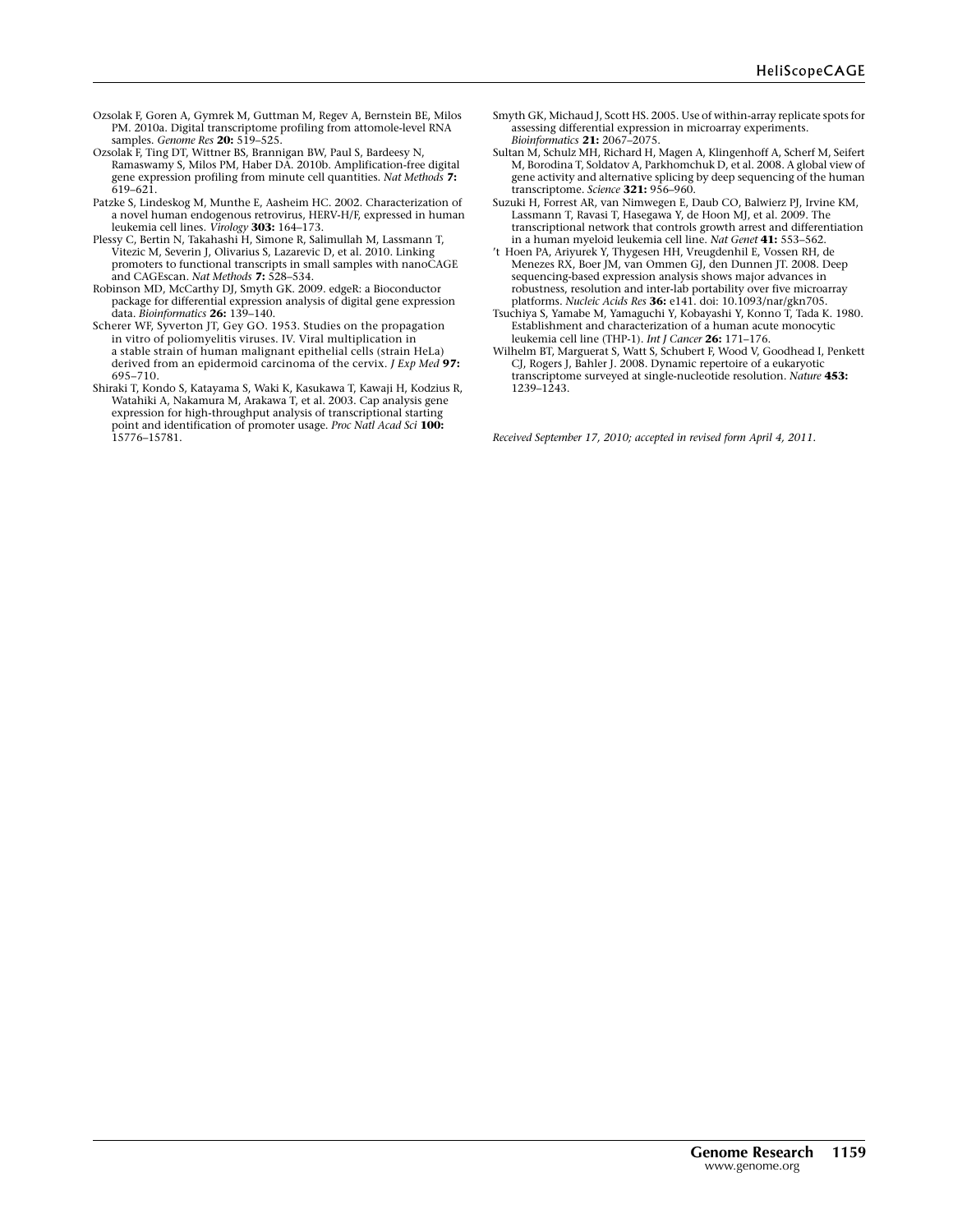Ozsolak F, Goren A, Gymrek M, Guttman M, Regev A, Bernstein BE, Milos PM. 2010a. Digital transcriptome profiling from attomole-level RNA samples. *Genome Res* **20:** 519–525.

Ozsolak F, Ting DT, Wittner BS, Brannigan BW, Paul S, Bardeesy N, Ramaswamy S, Milos PM, Haber DA. 2010b. Amplification-free digital gene expression profiling from minute cell quantities. *Nat Methods* **7:** 619–621.

Patzke S, Lindeskog M, Munthe E, Aasheim HC. 2002. Characterization of a novel human endogenous retrovirus, HERV-H/F, expressed in human leukemia cell lines. *Virology* **303:** 164–173.

Plessy C, Bertin N, Takahashi H, Simone R, Salimullah M, Lassmann T, Vitezic M, Severin J, Olivarius S, Lazarevic D, et al. 2010. Linking promoters to functional transcripts in small samples with nanoCAGE and CAGEscan. *Nat Methods* **7:** 528–534.

Robinson MD, McCarthy DJ, Smyth GK. 2009. edgeR: a Bioconductor package for differential expression analysis of digital gene expression data. *Bioinformatics* **26:** 139–140.

Scherer WF, Syverton JT, Gey GO. 1953. Studies on the propagation in vitro of poliomyelitis viruses. IV. Viral multiplication in a stable strain of human malignant epithelial cells (strain HeLa) derived from an epidermoid carcinoma of the cervix. *J Exp Med* **97:** 695–710.

Shiraki T, Kondo S, Katayama S, Waki K, Kasukawa T, Kawaji H, Kodzius R, Watahiki A, Nakamura M, Arakawa T, et al. 2003. Cap analysis gene expression for high-throughput analysis of transcriptional starting point and identification of promoter usage. *Proc Natl Acad Sci* **100:** 15776–15781.

Smyth GK, Michaud J, Scott HS. 2005. Use of within-array replicate spots for assessing differential expression in microarray experiments. *Bioinformatics* **21:** 2067–2075.

Sultan M, Schulz MH, Richard H, Magen A, Klingenhoff A, Scherf M, Seifert M, Borodina T, Soldatov A, Parkhomchuk D, et al. 2008. A global view of gene activity and alternative splicing by deep sequencing of the human transcriptome. *Science* **321:** 956–960.

Suzuki H, Forrest AR, van Nimwegen E, Daub CO, Balwierz PJ, Irvine KM, Lassmann T, Ravasi T, Hasegawa Y, de Hoon MJ, et al. 2009. The transcriptional network that controls growth arrest and differentiation in a human myeloid leukemia cell line. *Nat Genet* **41:** 553–562.

't Hoen PA, Ariyurek Y, Thygesen HH, Vreugdenhil E, Vossen RH, de Menezes RX, Boer JM, van Ommen GJ, den Dunnen JT. 2008. Deep sequencing-based expression analysis shows major advances in robustness, resolution and inter-lab portability over five microarray platforms. *Nucleic Acids Res* **36:** e141. doi: 10.1093/nar/gkn705.

Tsuchiya S, Yamabe M, Yamaguchi Y, Kobayashi Y, Konno T, Tada K. 1980. Establishment and characterization of a human acute monocytic leukemia cell line (THP-1). *Int J Cancer* **26:** 171–176.

Wilhelm BT, Marguerat S, Watt S, Schubert F, Wood V, Goodhead I, Penkett CJ, Rogers J, Bahler J. 2008. Dynamic repertoire of a eukaryotic transcriptome surveyed at single-nucleotide resolution. *Nature* **453:** 1239–1243.

*Received September 17, 2010; accepted in revised form April 4, 2011.*